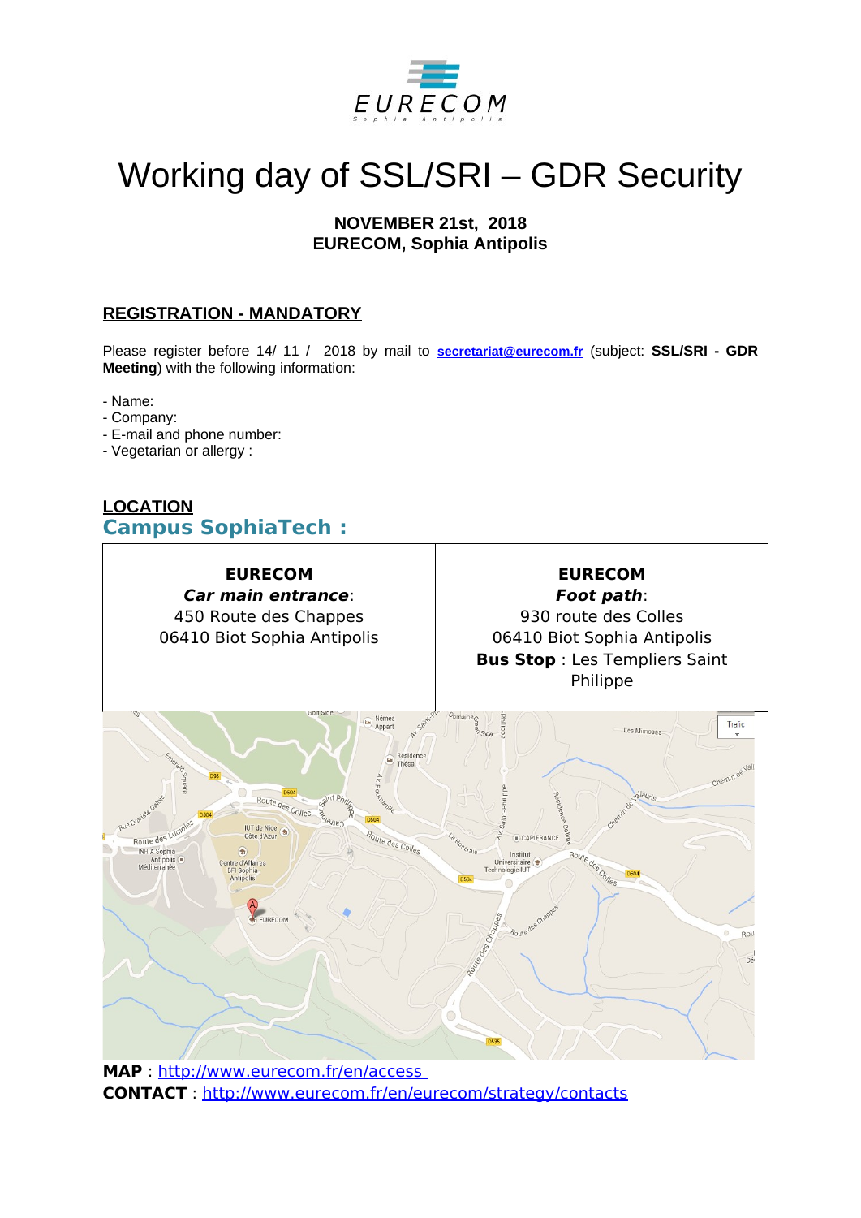EURECOM
Sophia Antipolis

# Working day of SSL/SRI – GDR Security

**NOVEMBER 21st, 2018**
**EURECOM, Sophia Antipolis**

## REGISTRATION - MANDATORY

Please register before 14/ 11 / 2018 by mail to **secretariat@eurecom.fr** (subject: **SSL/SRI - GDR Meeting**) with the following information:

- Name:
- Company:
- E-mail and phone number:
- Vegetarian or allergy :

## LOCATION

### Campus SophiaTech :

| **EURECOM**<br>***Car main entrance***:<br>450 Route des Chappes<br>06410 Biot Sophia Antipolis | **EURECOM**<br>***Foot path***:<br>930 route des Colles<br>06410 Biot Sophia Antipolis<br>**Bus Stop** : Les Templiers Saint Philippe |
|---|---|

**MAP** : http://www.eurecom.fr/en/access

**CONTACT** : http://www.eurecom.fr/en/eurecom/strategy/contacts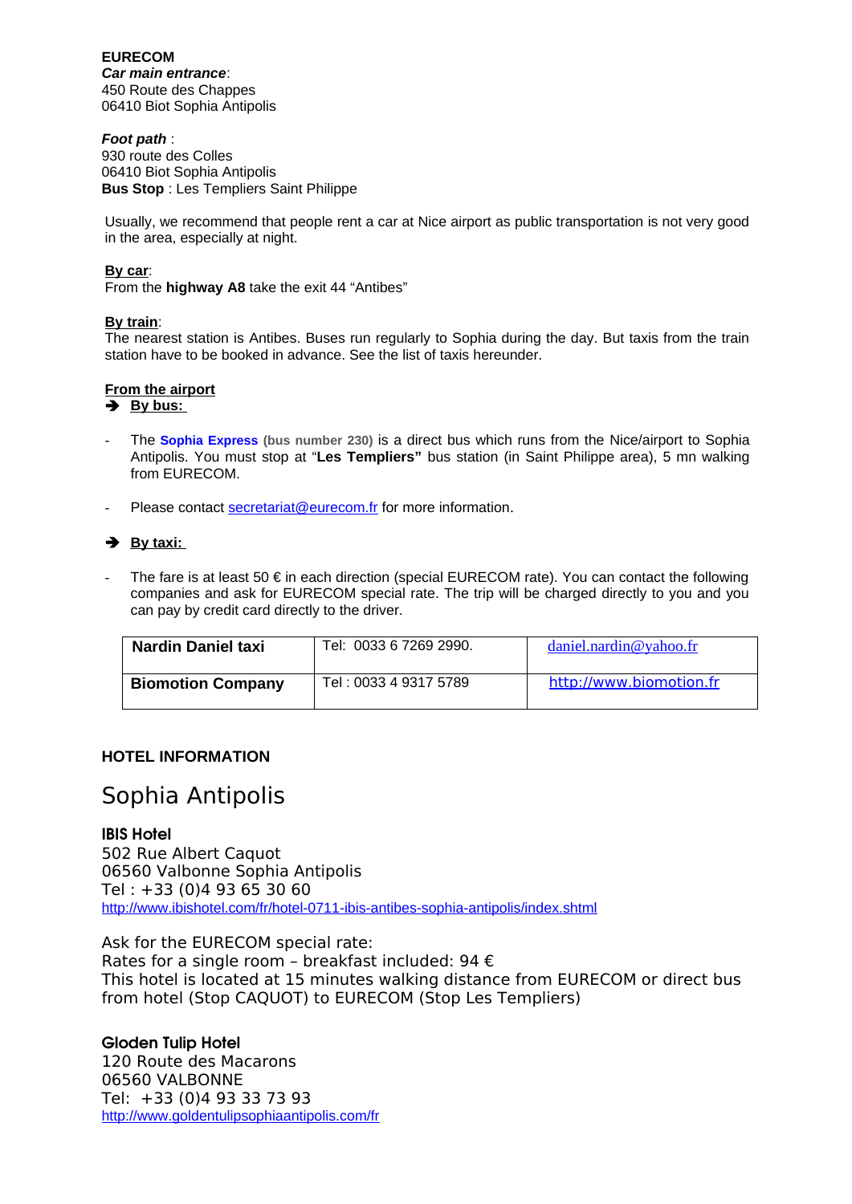**EURECOM**
***Car main entrance***:
450 Route des Chappes
06410 Biot Sophia Antipolis

***Foot path*** :
930 route des Colles
06410 Biot Sophia Antipolis
**Bus Stop** : Les Templiers Saint Philippe

Usually, we recommend that people rent a car at Nice airport as public transportation is not very good in the area, especially at night.

**By car**:
From the **highway A8** take the exit 44 "Antibes"

**By train**:
The nearest station is Antibes. Buses run regularly to Sophia during the day. But taxis from the train station have to be booked in advance. See the list of taxis hereunder.

**From the airport**

➔ **By bus:**

- The **Sophia Express** **(bus number 230)** is a direct bus which runs from the Nice/airport to Sophia Antipolis. You must stop at "**Les Templiers"** bus station (in Saint Philippe area), 5 mn walking from EURECOM.

- Please contact secretariat@eurecom.fr for more information.

➔ **By taxi:**

- The fare is at least 50 € in each direction (special EURECOM rate). You can contact the following companies and ask for EURECOM special rate. The trip will be charged directly to you and you can pay by credit card directly to the driver.

| | | |
|---|---|---|
| **Nardin Daniel taxi** | Tel: 0033 6 7269 2990. | daniel.nardin@yahoo.fr |
| **Biomotion Company** | Tel : 0033 4 9317 5789 | http://www.biomotion.fr |

**HOTEL INFORMATION**

# Sophia Antipolis

**IBIS Hotel**
502 Rue Albert Caquot
06560 Valbonne Sophia Antipolis
Tel : +33 (0)4 93 65 30 60
http://www.ibishotel.com/fr/hotel-0711-ibis-antibes-sophia-antipolis/index.shtml

Ask for the EURECOM special rate:
Rates for a single room – breakfast included: 94 €
This hotel is located at 15 minutes walking distance from EURECOM or direct bus from hotel (Stop CAQUOT) to EURECOM (Stop Les Templiers)

**Gloden Tulip Hotel**
120 Route des Macarons
06560 VALBONNE
Tel: +33 (0)4 93 33 73 93
http://www.goldentulipsophiaantipolis.com/fr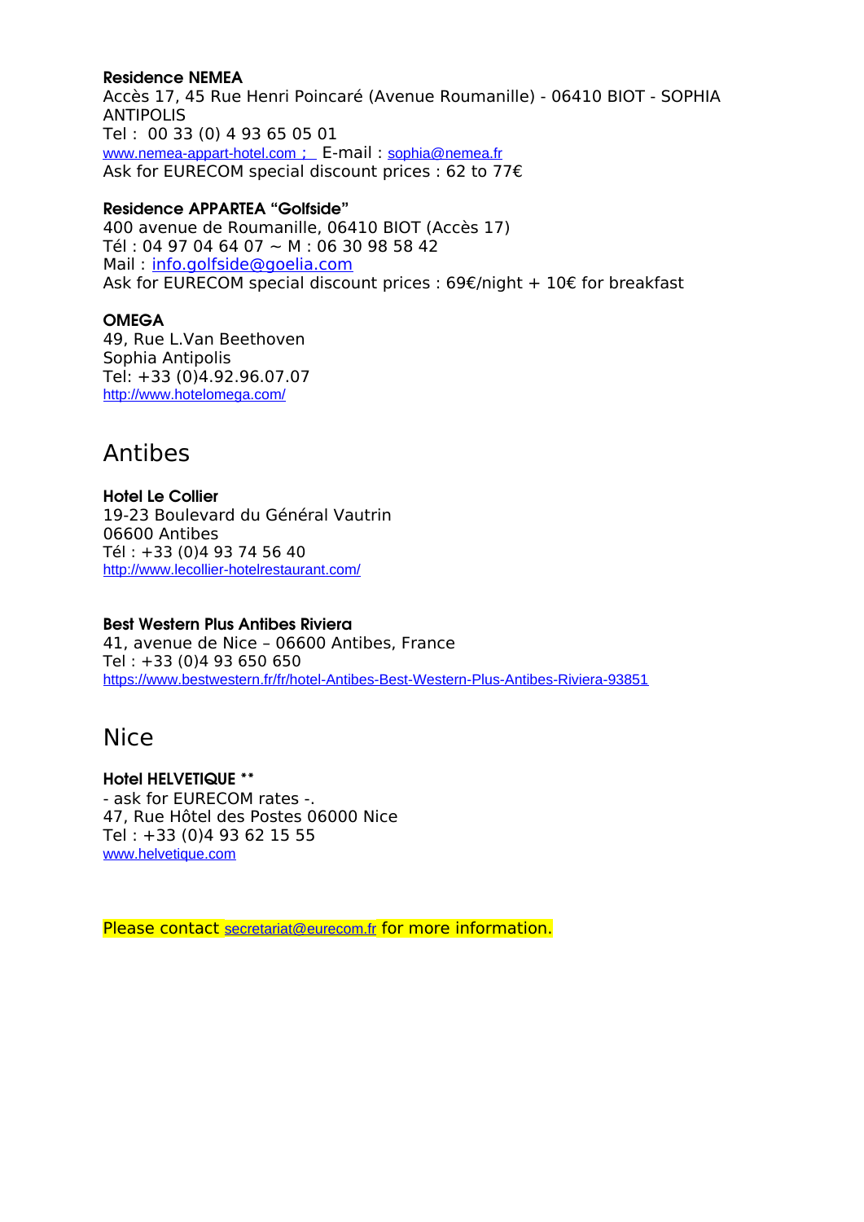**Residence NEMEA**
Accès 17, 45 Rue Henri Poincaré (Avenue Roumanille) - 06410 BIOT - SOPHIA ANTIPOLIS
Tel : 00 33 (0) 4 93 65 05 01
www.nemea-appart-hotel.com ; E-mail : sophia@nemea.fr
Ask for EURECOM special discount prices : 62 to 77€

**Residence APPARTEA "Golfside"**
400 avenue de Roumanille, 06410 BIOT (Accès 17)
Tél : 04 97 04 64 07 ~ M : 06 30 98 58 42
Mail : info.golfside@goelia.com
Ask for EURECOM special discount prices : 69€/night + 10€ for breakfast

**OMEGA**
49, Rue L.Van Beethoven
Sophia Antipolis
Tel: +33 (0)4.92.96.07.07
http://www.hotelomega.com/

## Antibes

**Hotel Le Collier**
19-23 Boulevard du Général Vautrin
06600 Antibes
Tél : +33 (0)4 93 74 56 40
http://www.lecollier-hotelrestaurant.com/

**Best Western Plus Antibes Riviera**
41, avenue de Nice – 06600 Antibes, France
Tel : +33 (0)4 93 650 650
https://www.bestwestern.fr/fr/hotel-Antibes-Best-Western-Plus-Antibes-Riviera-93851

## Nice

**Hotel HELVETIQUE \*\***
- ask for EURECOM rates -.
47, Rue Hôtel des Postes 06000 Nice
Tel : +33 (0)4 93 62 15 55
www.helvetique.com

Please contact secretariat@eurecom.fr for more information.